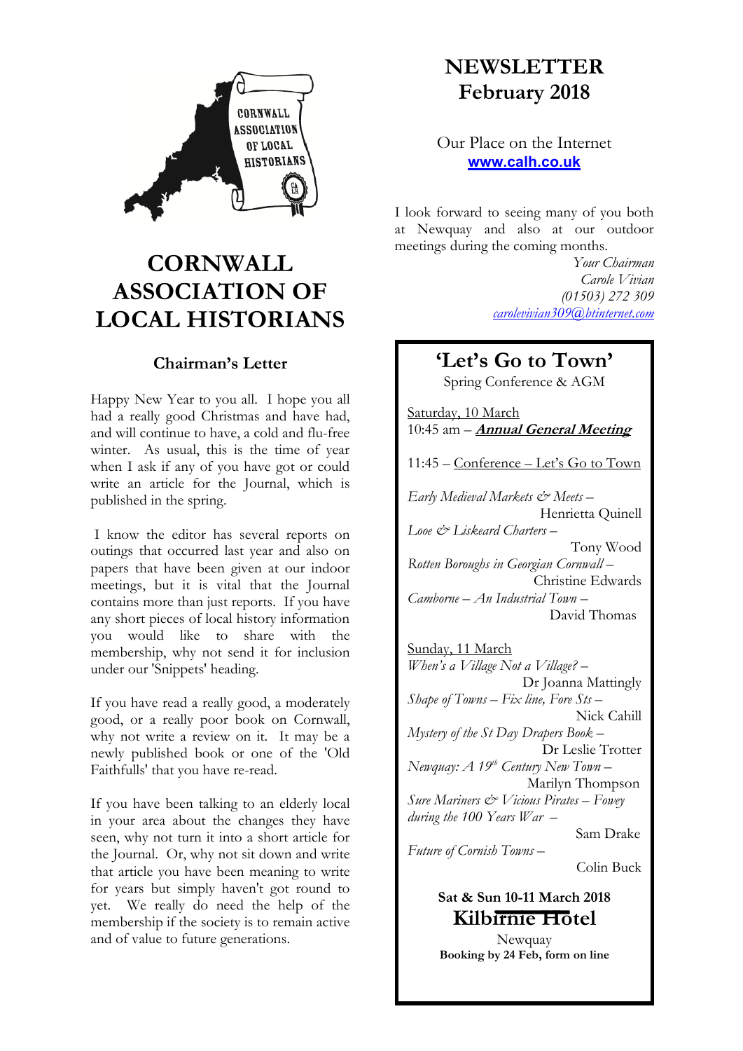# CORNWALL ASSOCIATION OF LOCAL HISTORIANS

# NEWSLETTER
# February 2018

Our Place on the Internet
**www.calh.co.uk**

## Chairman's Letter

Happy New Year to you all. I hope you all had a really good Christmas and have had, and will continue to have, a cold and flu-free winter. As usual, this is the time of year when I ask if any of you have got or could write an article for the Journal, which is published in the spring.

I know the editor has several reports on outings that occurred last year and also on papers that have been given at our indoor meetings, but it is vital that the Journal contains more than just reports. If you have any short pieces of local history information you would like to share with the membership, why not send it for inclusion under our 'Snippets' heading.

If you have read a really good, a moderately good, or a really poor book on Cornwall, why not write a review on it. It may be a newly published book or one of the 'Old Faithfulls' that you have re-read.

If you have been talking to an elderly local in your area about the changes they have seen, why not turn it into a short article for the Journal. Or, why not sit down and write that article you have been meaning to write for years but simply haven't got round to yet. We really do need the help of the membership if the society is to remain active and of value to future generations.

I look forward to seeing many of you both at Newquay and also at our outdoor meetings during the coming months.

*Your Chairman*
*Carole Vivian*
*(01503) 272 309*
*carolevivian309@btinternet.com*

---

## 'Let's Go to Town'

Spring Conference & AGM

Saturday, 10 March
10:45 am – ***Annual General Meeting***

11:45 – Conference – Let's Go to Town

*Early Medieval Markets & Meets* – Henrietta Quinell
*Looe & Liskeard Charters* – Tony Wood
*Rotten Boroughs in Georgian Cornwall* – Christine Edwards
*Camborne – An Industrial Town* – David Thomas

Sunday, 11 March
*When's a Village Not a Village?* – Dr Joanna Mattingly
*Shape of Towns – Fix line, Fore Sts* – Nick Cahill
*Mystery of the St Day Drapers Book* – Dr Leslie Trotter
*Newquay: A 19th Century New Town* – Marilyn Thompson
*Sure Mariners & Vicious Pirates – Fowey during the 100 Years War* – Sam Drake
*Future of Cornish Towns* – Colin Buck

**Sat & Sun 10-11 March 2018**
**Kilbirnie Hotel**
Newquay
**Booking by 24 Feb, form on line**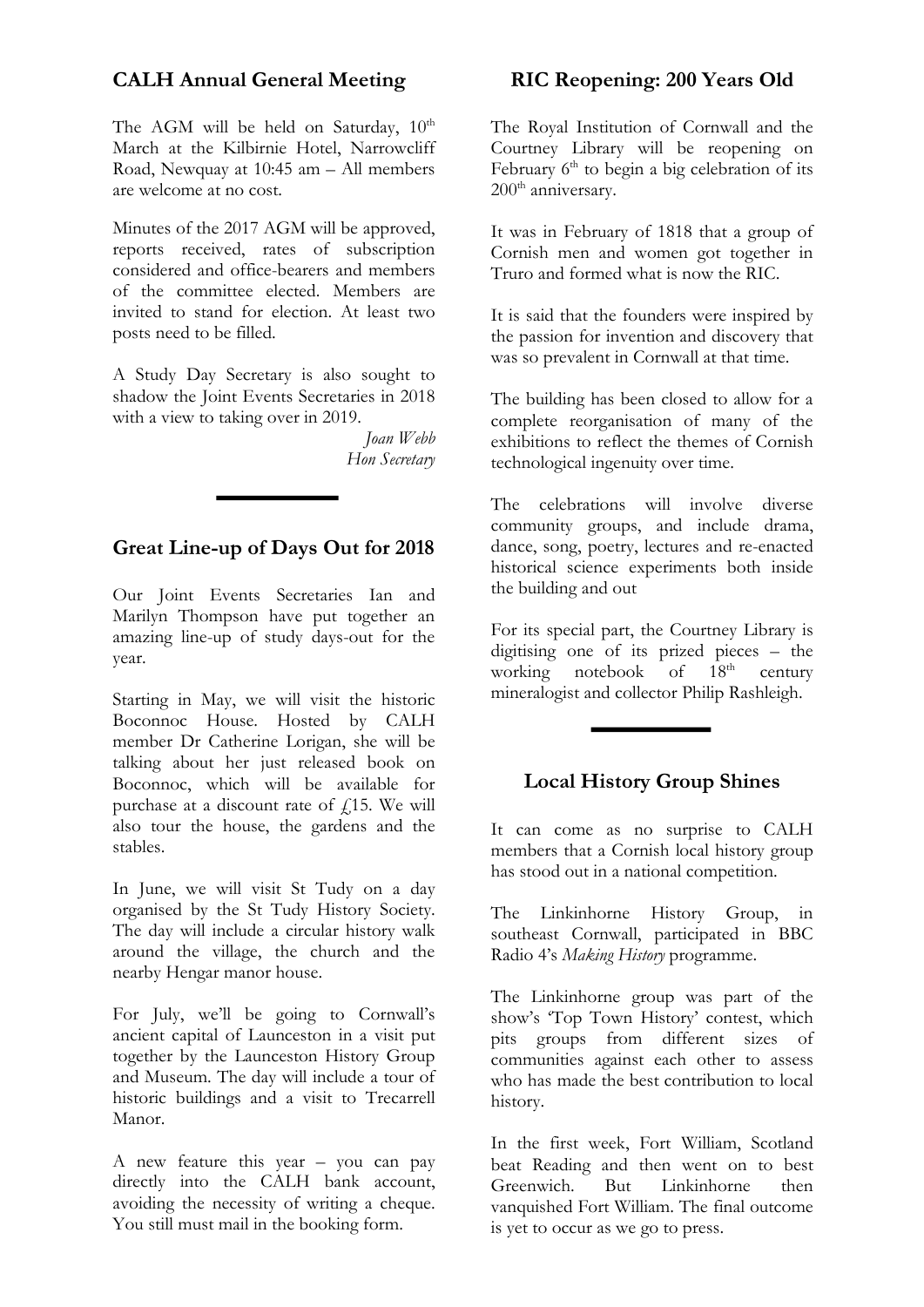## CALH Annual General Meeting

The AGM will be held on Saturday, 10th March at the Kilbirnie Hotel, Narrowcliff Road, Newquay at 10:45 am – All members are welcome at no cost.

Minutes of the 2017 AGM will be approved, reports received, rates of subscription considered and office-bearers and members of the committee elected. Members are invited to stand for election. At least two posts need to be filled.

A Study Day Secretary is also sought to shadow the Joint Events Secretaries in 2018 with a view to taking over in 2019.

*Joan Webb*
*Hon Secretary*

---

## Great Line-up of Days Out for 2018

Our Joint Events Secretaries Ian and Marilyn Thompson have put together an amazing line-up of study days-out for the year.

Starting in May, we will visit the historic Boconnoc House. Hosted by CALH member Dr Catherine Lorigan, she will be talking about her just released book on Boconnoc, which will be available for purchase at a discount rate of £15. We will also tour the house, the gardens and the stables.

In June, we will visit St Tudy on a day organised by the St Tudy History Society. The day will include a circular history walk around the village, the church and the nearby Hengar manor house.

For July, we'll be going to Cornwall's ancient capital of Launceston in a visit put together by the Launceston History Group and Museum. The day will include a tour of historic buildings and a visit to Trecarrell Manor.

A new feature this year – you can pay directly into the CALH bank account, avoiding the necessity of writing a cheque. You still must mail in the booking form.

## RIC Reopening: 200 Years Old

The Royal Institution of Cornwall and the Courtney Library will be reopening on February 6th to begin a big celebration of its 200th anniversary.

It was in February of 1818 that a group of Cornish men and women got together in Truro and formed what is now the RIC.

It is said that the founders were inspired by the passion for invention and discovery that was so prevalent in Cornwall at that time.

The building has been closed to allow for a complete reorganisation of many of the exhibitions to reflect the themes of Cornish technological ingenuity over time.

The celebrations will involve diverse community groups, and include drama, dance, song, poetry, lectures and re-enacted historical science experiments both inside the building and out

For its special part, the Courtney Library is digitising one of its prized pieces – the working notebook of 18th century mineralogist and collector Philip Rashleigh.

---

## Local History Group Shines

It can come as no surprise to CALH members that a Cornish local history group has stood out in a national competition.

The Linkinhorne History Group, in southeast Cornwall, participated in BBC Radio 4's *Making History* programme.

The Linkinhorne group was part of the show's 'Top Town History' contest, which pits groups from different sizes of communities against each other to assess who has made the best contribution to local history.

In the first week, Fort William, Scotland beat Reading and then went on to best Greenwich. But Linkinhorne then vanquished Fort William. The final outcome is yet to occur as we go to press.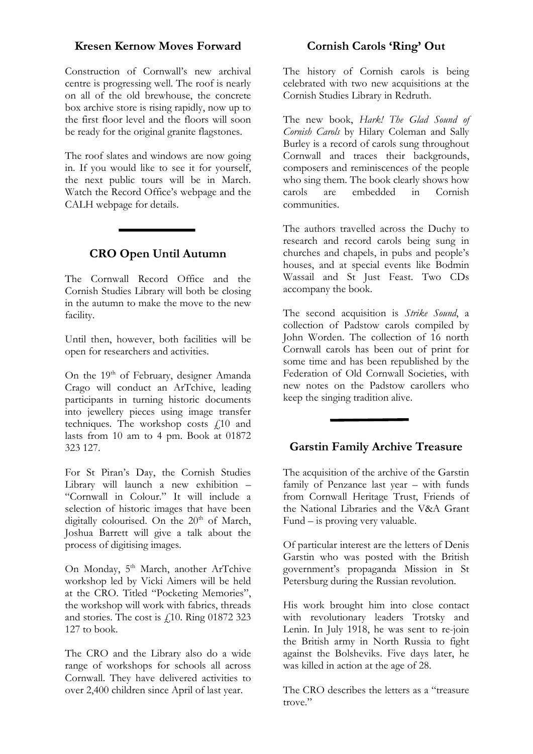## Kresen Kernow Moves Forward

Construction of Cornwall's new archival centre is progressing well. The roof is nearly on all of the old brewhouse, the concrete box archive store is rising rapidly, now up to the first floor level and the floors will soon be ready for the original granite flagstones.

The roof slates and windows are now going in. If you would like to see it for yourself, the next public tours will be in March. Watch the Record Office's webpage and the CALH webpage for details.

## CRO Open Until Autumn

The Cornwall Record Office and the Cornish Studies Library will both be closing in the autumn to make the move to the new facility.

Until then, however, both facilities will be open for researchers and activities.

On the 19th of February, designer Amanda Crago will conduct an ArTchive, leading participants in turning historic documents into jewellery pieces using image transfer techniques. The workshop costs £10 and lasts from 10 am to 4 pm. Book at 01872 323 127.

For St Piran's Day, the Cornish Studies Library will launch a new exhibition – "Cornwall in Colour." It will include a selection of historic images that have been digitally colourised. On the 20th of March, Joshua Barrett will give a talk about the process of digitising images.

On Monday, 5th March, another ArTchive workshop led by Vicki Aimers will be held at the CRO. Titled "Pocketing Memories", the workshop will work with fabrics, threads and stories. The cost is £10. Ring 01872 323 127 to book.

The CRO and the Library also do a wide range of workshops for schools all across Cornwall. They have delivered activities to over 2,400 children since April of last year.

## Cornish Carols 'Ring' Out

The history of Cornish carols is being celebrated with two new acquisitions at the Cornish Studies Library in Redruth.

The new book, *Hark! The Glad Sound of Cornish Carols* by Hilary Coleman and Sally Burley is a record of carols sung throughout Cornwall and traces their backgrounds, composers and reminiscences of the people who sing them. The book clearly shows how carols are embedded in Cornish communities.

The authors travelled across the Duchy to research and record carols being sung in churches and chapels, in pubs and people's houses, and at special events like Bodmin Wassail and St Just Feast. Two CDs accompany the book.

The second acquisition is *Strike Sound*, a collection of Padstow carols compiled by John Worden. The collection of 16 north Cornwall carols has been out of print for some time and has been republished by the Federation of Old Cornwall Societies, with new notes on the Padstow carollers who keep the singing tradition alive.

## Garstin Family Archive Treasure

The acquisition of the archive of the Garstin family of Penzance last year – with funds from Cornwall Heritage Trust, Friends of the National Libraries and the V&A Grant Fund – is proving very valuable.

Of particular interest are the letters of Denis Garstin who was posted with the British government's propaganda Mission in St Petersburg during the Russian revolution.

His work brought him into close contact with revolutionary leaders Trotsky and Lenin. In July 1918, he was sent to re-join the British army in North Russia to fight against the Bolsheviks. Five days later, he was killed in action at the age of 28.

The CRO describes the letters as a "treasure trove."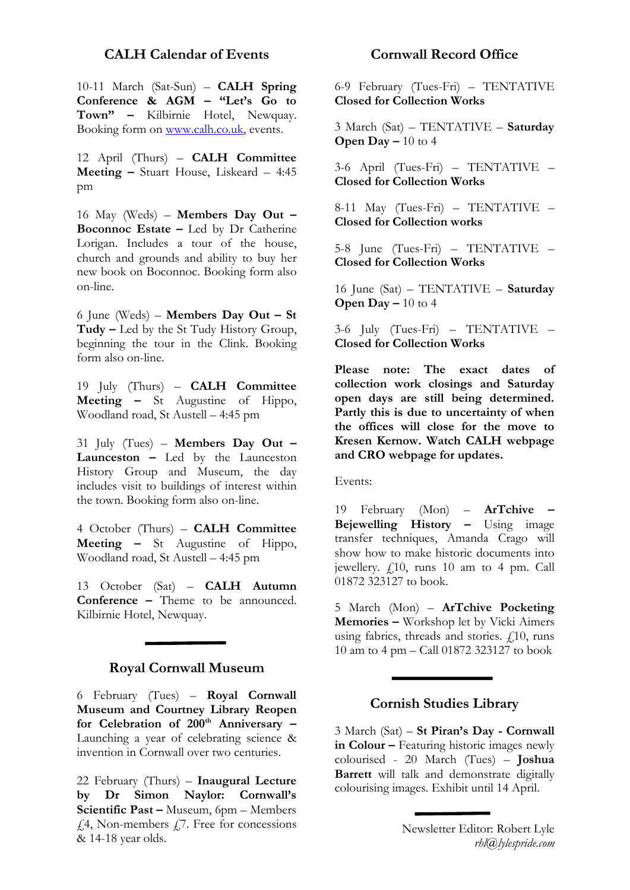## CALH Calendar of Events

10-11 March (Sat-Sun) – **CALH Spring Conference & AGM – "Let's Go to Town" –** Kilbirnie Hotel, Newquay. Booking form on www.calh.co.uk, events.

12 April (Thurs) – **CALH Committee Meeting –** Stuart House, Liskeard – 4:45 pm

16 May (Weds) – **Members Day Out – Boconnoc Estate –** Led by Dr Catherine Lorigan. Includes a tour of the house, church and grounds and ability to buy her new book on Boconnoc. Booking form also on-line.

6 June (Weds) – **Members Day Out – St Tudy –** Led by the St Tudy History Group, beginning the tour in the Clink. Booking form also on-line.

19 July (Thurs) – **CALH Committee Meeting –** St Augustine of Hippo, Woodland road, St Austell – 4:45 pm

31 July (Tues) – **Members Day Out – Launceston –** Led by the Launceston History Group and Museum, the day includes visit to buildings of interest within the town. Booking form also on-line.

4 October (Thurs) – **CALH Committee Meeting –** St Augustine of Hippo, Woodland road, St Austell – 4:45 pm

13 October (Sat) – **CALH Autumn Conference –** Theme to be announced. Kilbirnie Hotel, Newquay.

## Royal Cornwall Museum

6 February (Tues) – **Royal Cornwall Museum and Courtney Library Reopen for Celebration of 200th Anniversary –** Launching a year of celebrating science & invention in Cornwall over two centuries.

22 February (Thurs) – **Inaugural Lecture by Dr Simon Naylor: Cornwall's Scientific Past –** Museum, 6pm – Members £4, Non-members £7. Free for concessions & 14-18 year olds.

## Cornwall Record Office

6-9 February (Tues-Fri) – TENTATIVE **Closed for Collection Works**

3 March (Sat) – TENTATIVE – **Saturday Open Day –** 10 to 4

3-6 April (Tues-Fri) – TENTATIVE – **Closed for Collection Works**

8-11 May (Tues-Fri) – TENTATIVE – **Closed for Collection works**

5-8 June (Tues-Fri) – TENTATIVE – **Closed for Collection Works**

16 June (Sat) – TENTATIVE – **Saturday Open Day –** 10 to 4

3-6 July (Tues-Fri) – TENTATIVE – **Closed for Collection Works**

**Please note: The exact dates of collection work closings and Saturday open days are still being determined. Partly this is due to uncertainty of when the offices will close for the move to Kresen Kernow. Watch CALH webpage and CRO webpage for updates.**

Events:

19 February (Mon) – **ArTchive – Bejewelling History –** Using image transfer techniques, Amanda Crago will show how to make historic documents into jewellery. £10, runs 10 am to 4 pm. Call 01872 323127 to book.

5 March (Mon) – **ArTchive Pocketing Memories –** Workshop let by Vicki Aimers using fabrics, threads and stories. £10, runs 10 am to 4 pm – Call 01872 323127 to book

## Cornish Studies Library

3 March (Sat) – **St Piran's Day - Cornwall in Colour –** Featuring historic images newly colourised - 20 March (Tues) – **Joshua Barrett** will talk and demonstrate digitally colourising images. Exhibit until 14 April.

Newsletter Editor: Robert Lyle
*rbl@lylespride.com*